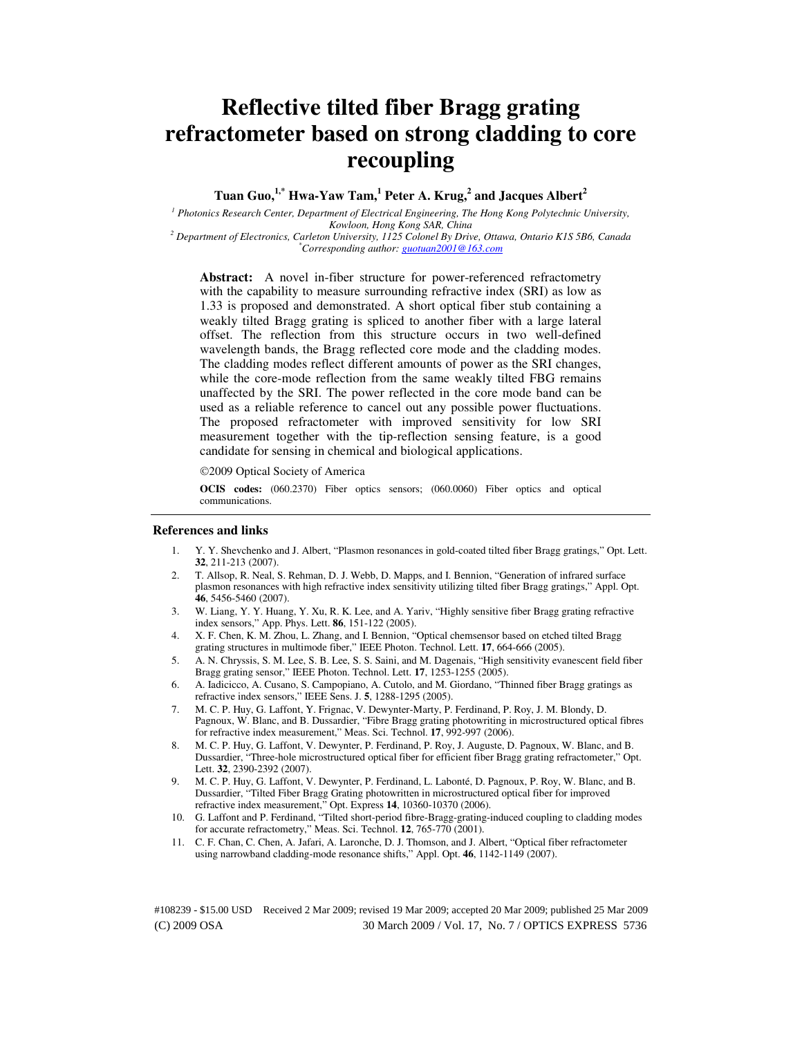# Reflective tilted fiber Bragg grating refractometer based on strong cladding to core recoupling

**Tuan Guo,[1,*] Hwa-Yaw Tam,[1] Peter A. Krug,[2] and Jacques Albert[2]**

[1] *Photonics Research Center, Department of Electrical Engineering, The Hong Kong Polytechnic University, Kowloon, Hong Kong SAR, China*
[2] *Department of Electronics, Carleton University, 1125 Colonel By Drive, Ottawa, Ontario K1S 5B6, Canada*
[*] *Corresponding author: guotuan2001@163.com*

**Abstract:** A novel in-fiber structure for power-referenced refractometry with the capability to measure surrounding refractive index (SRI) as low as 1.33 is proposed and demonstrated. A short optical fiber stub containing a weakly tilted Bragg grating is spliced to another fiber with a large lateral offset. The reflection from this structure occurs in two well-defined wavelength bands, the Bragg reflected core mode and the cladding modes. The cladding modes reflect different amounts of power as the SRI changes, while the core-mode reflection from the same weakly tilted FBG remains unaffected by the SRI. The power reflected in the core mode band can be used as a reliable reference to cancel out any possible power fluctuations. The proposed refractometer with improved sensitivity for low SRI measurement together with the tip-reflection sensing feature, is a good candidate for sensing in chemical and biological applications.

©2009 Optical Society of America

**OCIS codes:** (060.2370) Fiber optics sensors; (060.0060) Fiber optics and optical communications.

## References and links

1. Y. Y. Shevchenko and J. Albert, "Plasmon resonances in gold-coated tilted fiber Bragg gratings," Opt. Lett. **32**, 211-213 (2007).
2. T. Allsop, R. Neal, S. Rehman, D. J. Webb, D. Mapps, and I. Bennion, "Generation of infrared surface plasmon resonances with high refractive index sensitivity utilizing tilted fiber Bragg gratings," Appl. Opt. **46**, 5456-5460 (2007).
3. W. Liang, Y. Y. Huang, Y. Xu, R. K. Lee, and A. Yariv, "Highly sensitive fiber Bragg grating refractive index sensors," App. Phys. Lett. **86**, 151-122 (2005).
4. X. F. Chen, K. M. Zhou, L. Zhang, and I. Bennion, "Optical chemsensor based on etched tilted Bragg grating structures in multimode fiber," IEEE Photon. Technol. Lett. **17**, 664-666 (2005).
5. A. N. Chryssis, S. M. Lee, S. B. Lee, S. S. Saini, and M. Dagenais, "High sensitivity evanescent field fiber Bragg grating sensor," IEEE Photon. Technol. Lett. **17**, 1253-1255 (2005).
6. A. Iadicicco, A. Cusano, S. Campopiano, A. Cutolo, and M. Giordano, "Thinned fiber Bragg gratings as refractive index sensors," IEEE Sens. J. **5**, 1288-1295 (2005).
7. M. C. P. Huy, G. Laffont, Y. Frignac, V. Dewynter-Marty, P. Ferdinand, P. Roy, J. M. Blondy, D. Pagnoux, W. Blanc, and B. Dussardier, "Fibre Bragg grating photowriting in microstructured optical fibres for refractive index measurement," Meas. Sci. Technol. **17**, 992-997 (2006).
8. M. C. P. Huy, G. Laffont, V. Dewynter, P. Ferdinand, P. Roy, J. Auguste, D. Pagnoux, W. Blanc, and B. Dussardier, "Three-hole microstructured optical fiber for efficient fiber Bragg grating refractometer," Opt. Lett. **32**, 2390-2392 (2007).
9. M. C. P. Huy, G. Laffont, V. Dewynter, P. Ferdinand, L. Labonté, D. Pagnoux, P. Roy, W. Blanc, and B. Dussardier, "Tilted Fiber Bragg Grating photowritten in microstructured optical fiber for improved refractive index measurement," Opt. Express **14**, 10360-10370 (2006).
10. G. Laffont and P. Ferdinand, "Tilted short-period fibre-Bragg-grating-induced coupling to cladding modes for accurate refractometry," Meas. Sci. Technol. **12**, 765-770 (2001).
11. C. F. Chan, C. Chen, A. Jafari, A. Laronche, D. J. Thomson, and J. Albert, "Optical fiber refractometer using narrowband cladding-mode resonance shifts," Appl. Opt. **46**, 1142-1149 (2007).

#108239 - $15.00 USD Received 2 Mar 2009; revised 19 Mar 2009; accepted 20 Mar 2009; published 25 Mar 2009
(C) 2009 OSA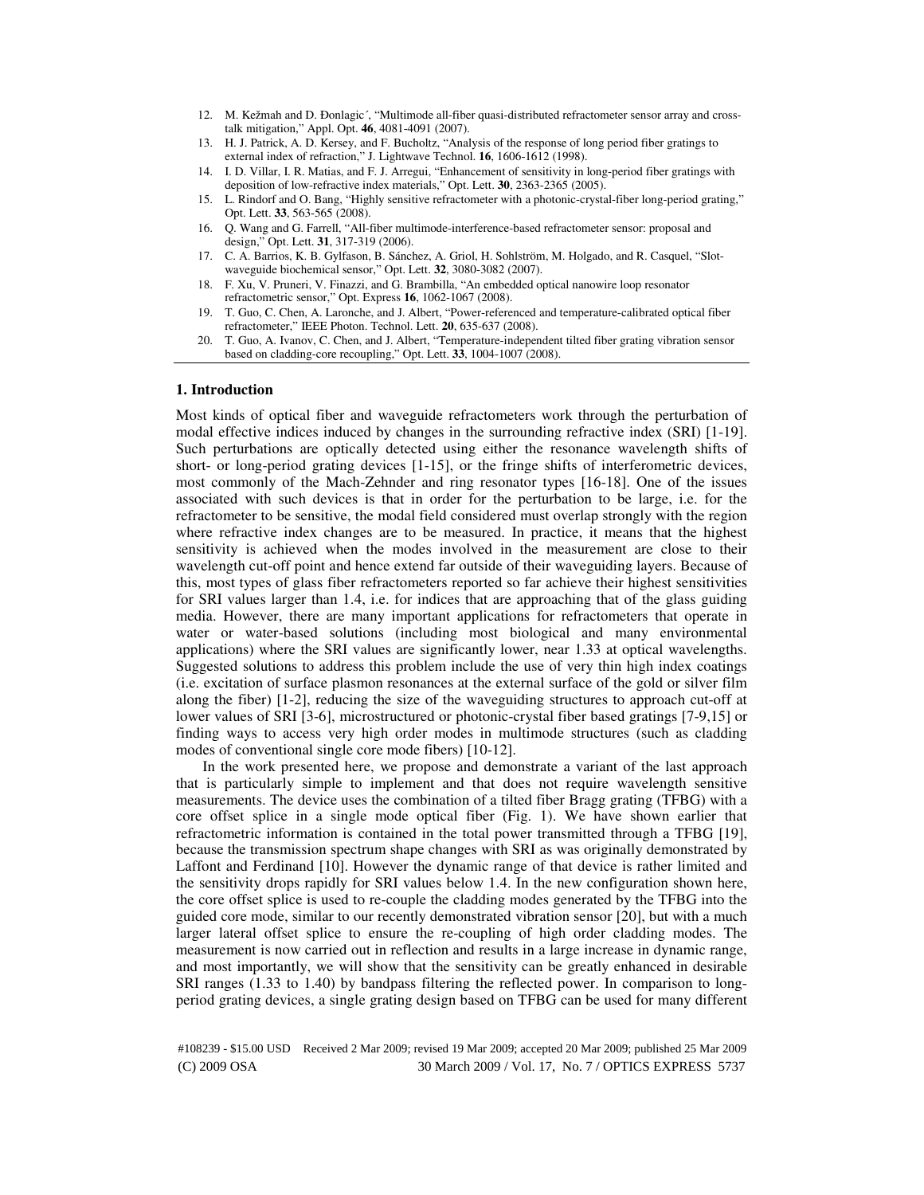12. M. Kežmah and D. Đonlagic´, "Multimode all-fiber quasi-distributed refractometer sensor array and cross-talk mitigation," Appl. Opt. **46**, 4081-4091 (2007).
13. H. J. Patrick, A. D. Kersey, and F. Bucholtz, "Analysis of the response of long period fiber gratings to external index of refraction," J. Lightwave Technol. **16**, 1606-1612 (1998).
14. I. D. Villar, I. R. Matias, and F. J. Arregui, "Enhancement of sensitivity in long-period fiber gratings with deposition of low-refractive index materials," Opt. Lett. **30**, 2363-2365 (2005).
15. L. Rindorf and O. Bang, "Highly sensitive refractometer with a photonic-crystal-fiber long-period grating," Opt. Lett. **33**, 563-565 (2008).
16. Q. Wang and G. Farrell, "All-fiber multimode-interference-based refractometer sensor: proposal and design," Opt. Lett. **31**, 317-319 (2006).
17. C. A. Barrios, K. B. Gylfason, B. Sánchez, A. Griol, H. Sohlström, M. Holgado, and R. Casquel, "Slot-waveguide biochemical sensor," Opt. Lett. **32**, 3080-3082 (2007).
18. F. Xu, V. Pruneri, V. Finazzi, and G. Brambilla, "An embedded optical nanowire loop resonator refractometric sensor," Opt. Express **16**, 1062-1067 (2008).
19. T. Guo, C. Chen, A. Laronche, and J. Albert, "Power-referenced and temperature-calibrated optical fiber refractometer," IEEE Photon. Technol. Lett. **20**, 635-637 (2008).
20. T. Guo, A. Ivanov, C. Chen, and J. Albert, "Temperature-independent tilted fiber grating vibration sensor based on cladding-core recoupling," Opt. Lett. **33**, 1004-1007 (2008).

## 1. Introduction

Most kinds of optical fiber and waveguide refractometers work through the perturbation of modal effective indices induced by changes in the surrounding refractive index (SRI) [1-19]. Such perturbations are optically detected using either the resonance wavelength shifts of short- or long-period grating devices [1-15], or the fringe shifts of interferometric devices, most commonly of the Mach-Zehnder and ring resonator types [16-18]. One of the issues associated with such devices is that in order for the perturbation to be large, i.e. for the refractometer to be sensitive, the modal field considered must overlap strongly with the region where refractive index changes are to be measured. In practice, it means that the highest sensitivity is achieved when the modes involved in the measurement are close to their wavelength cut-off point and hence extend far outside of their waveguiding layers. Because of this, most types of glass fiber refractometers reported so far achieve their highest sensitivities for SRI values larger than 1.4, i.e. for indices that are approaching that of the glass guiding media. However, there are many important applications for refractometers that operate in water or water-based solutions (including most biological and many environmental applications) where the SRI values are significantly lower, near 1.33 at optical wavelengths. Suggested solutions to address this problem include the use of very thin high index coatings (i.e. excitation of surface plasmon resonances at the external surface of the gold or silver film along the fiber) [1-2], reducing the size of the waveguiding structures to approach cut-off at lower values of SRI [3-6], microstructured or photonic-crystal fiber based gratings [7-9,15] or finding ways to access very high order modes in multimode structures (such as cladding modes of conventional single core mode fibers) [10-12].

In the work presented here, we propose and demonstrate a variant of the last approach that is particularly simple to implement and that does not require wavelength sensitive measurements. The device uses the combination of a tilted fiber Bragg grating (TFBG) with a core offset splice in a single mode optical fiber (Fig. 1). We have shown earlier that refractometric information is contained in the total power transmitted through a TFBG [19], because the transmission spectrum shape changes with SRI as was originally demonstrated by Laffont and Ferdinand [10]. However the dynamic range of that device is rather limited and the sensitivity drops rapidly for SRI values below 1.4. In the new configuration shown here, the core offset splice is used to re-couple the cladding modes generated by the TFBG into the guided core mode, similar to our recently demonstrated vibration sensor [20], but with a much larger lateral offset splice to ensure the re-coupling of high order cladding modes. The measurement is now carried out in reflection and results in a large increase in dynamic range, and most importantly, we will show that the sensitivity can be greatly enhanced in desirable SRI ranges (1.33 to 1.40) by bandpass filtering the reflected power. In comparison to long-period grating devices, a single grating design based on TFBG can be used for many different

#108239 - $15.00 USD Received 2 Mar 2009; revised 19 Mar 2009; accepted 20 Mar 2009; published 25 Mar 2009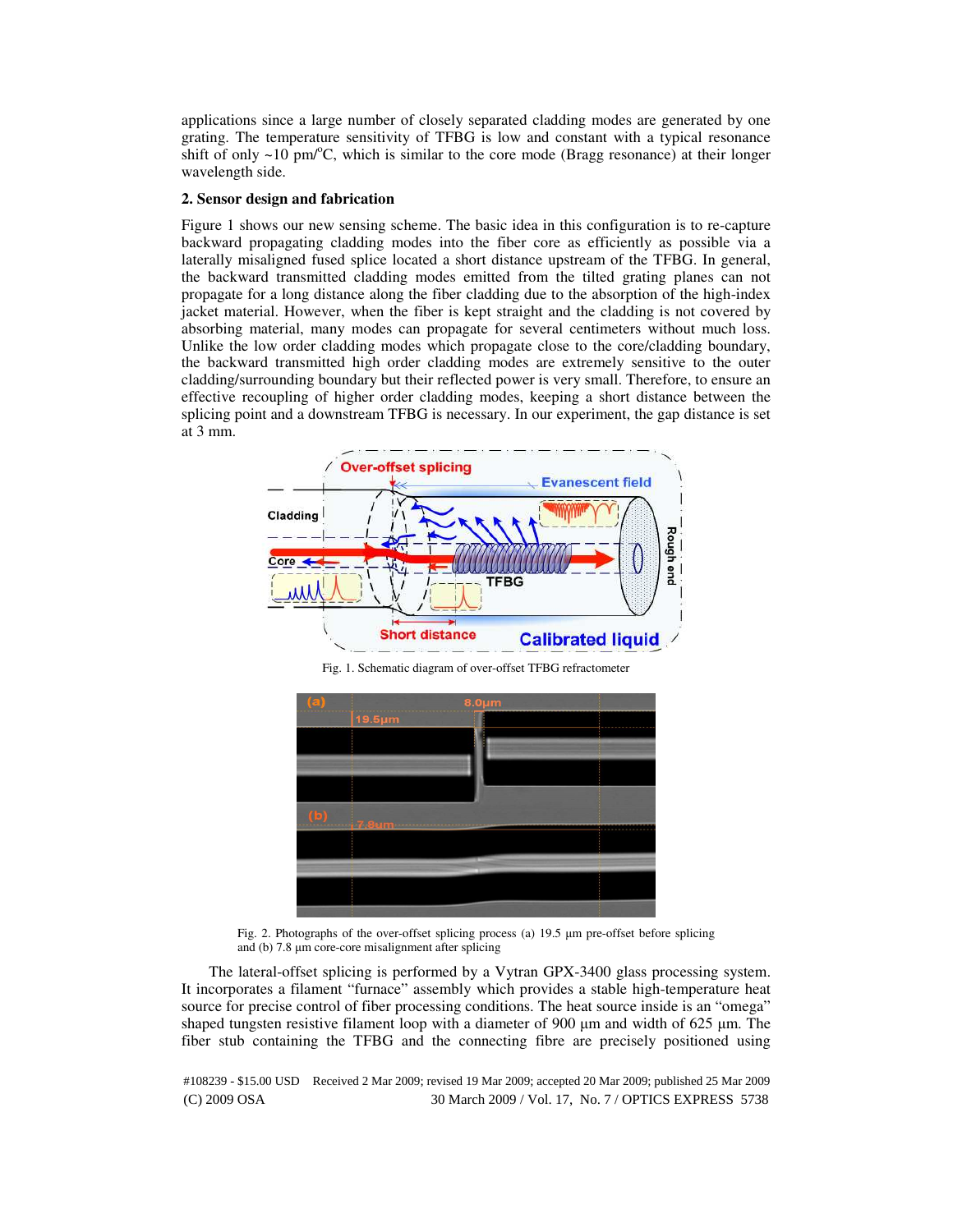applications since a large number of closely separated cladding modes are generated by one grating. The temperature sensitivity of TFBG is low and constant with a typical resonance shift of only ~10 pm/°C, which is similar to the core mode (Bragg resonance) at their longer wavelength side.

## 2. Sensor design and fabrication

Figure 1 shows our new sensing scheme. The basic idea in this configuration is to re-capture backward propagating cladding modes into the fiber core as efficiently as possible via a laterally misaligned fused splice located a short distance upstream of the TFBG. In general, the backward transmitted cladding modes emitted from the tilted grating planes can not propagate for a long distance along the fiber cladding due to the absorption of the high-index jacket material. However, when the fiber is kept straight and the cladding is not covered by absorbing material, many modes can propagate for several centimeters without much loss. Unlike the low order cladding modes which propagate close to the core/cladding boundary, the backward transmitted high order cladding modes are extremely sensitive to the outer cladding/surrounding boundary but their reflected power is very small. Therefore, to ensure an effective recoupling of higher order cladding modes, keeping a short distance between the splicing point and a downstream TFBG is necessary. In our experiment, the gap distance is set at 3 mm.

Fig. 1. Schematic diagram of over-offset TFBG refractometer

Fig. 2. Photographs of the over-offset splicing process (a) 19.5 µm pre-offset before splicing and (b) 7.8 µm core-core misalignment after splicing

The lateral-offset splicing is performed by a Vytran GPX-3400 glass processing system. It incorporates a filament "furnace" assembly which provides a stable high-temperature heat source for precise control of fiber processing conditions. The heat source inside is an "omega" shaped tungsten resistive filament loop with a diameter of 900 µm and width of 625 µm. The fiber stub containing the TFBG and the connecting fibre are precisely positioned using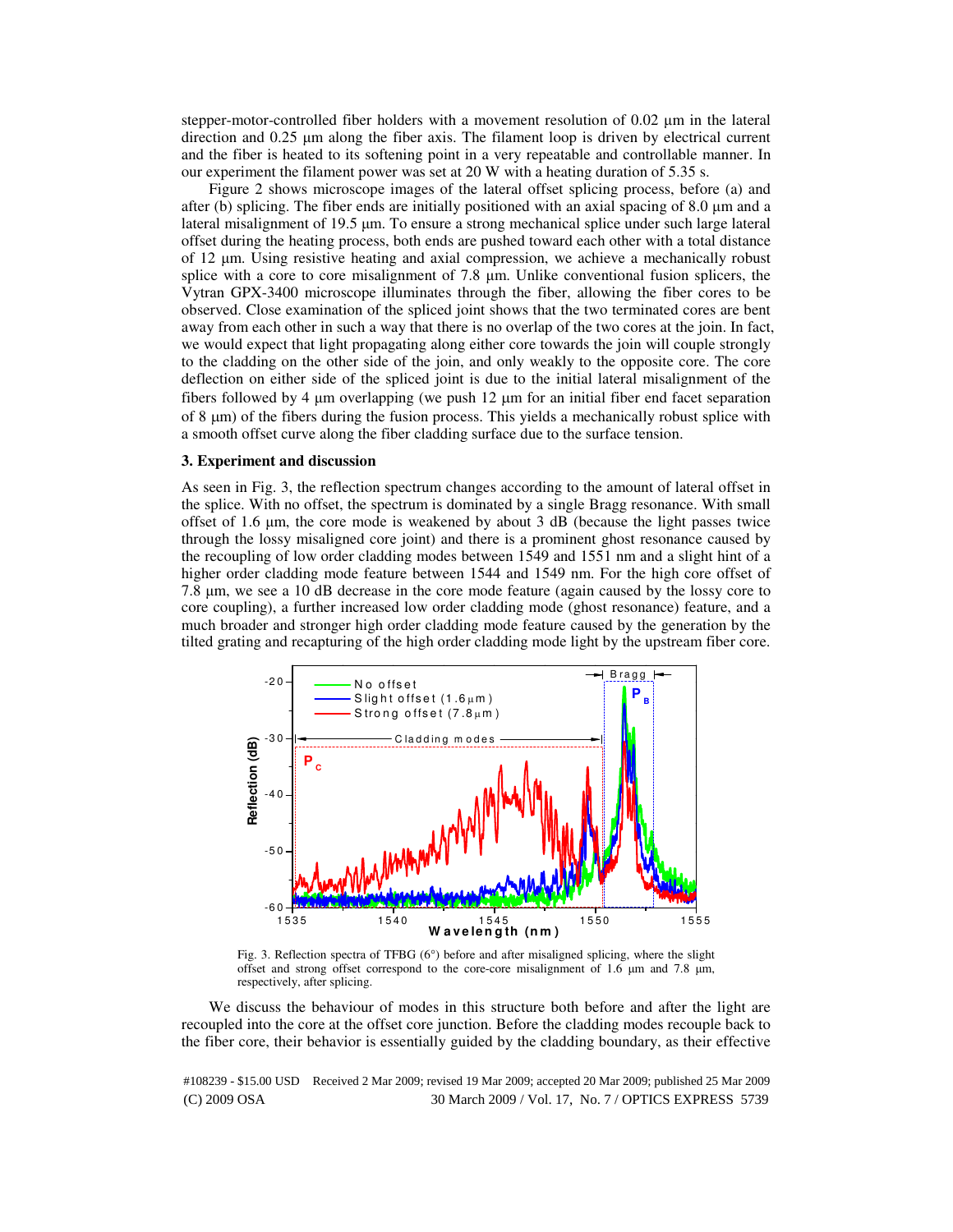stepper-motor-controlled fiber holders with a movement resolution of 0.02 µm in the lateral direction and 0.25 µm along the fiber axis. The filament loop is driven by electrical current and the fiber is heated to its softening point in a very repeatable and controllable manner. In our experiment the filament power was set at 20 W with a heating duration of 5.35 s.

Figure 2 shows microscope images of the lateral offset splicing process, before (a) and after (b) splicing. The fiber ends are initially positioned with an axial spacing of 8.0 µm and a lateral misalignment of 19.5 µm. To ensure a strong mechanical splice under such large lateral offset during the heating process, both ends are pushed toward each other with a total distance of 12 µm. Using resistive heating and axial compression, we achieve a mechanically robust splice with a core to core misalignment of 7.8 µm. Unlike conventional fusion splicers, the Vytran GPX-3400 microscope illuminates through the fiber, allowing the fiber cores to be observed. Close examination of the spliced joint shows that the two terminated cores are bent away from each other in such a way that there is no overlap of the two cores at the join. In fact, we would expect that light propagating along either core towards the join will couple strongly to the cladding on the other side of the join, and only weakly to the opposite core. The core deflection on either side of the spliced joint is due to the initial lateral misalignment of the fibers followed by 4 µm overlapping (we push 12 µm for an initial fiber end facet separation of 8 µm) of the fibers during the fusion process. This yields a mechanically robust splice with a smooth offset curve along the fiber cladding surface due to the surface tension.

### 3. Experiment and discussion

As seen in Fig. 3, the reflection spectrum changes according to the amount of lateral offset in the splice. With no offset, the spectrum is dominated by a single Bragg resonance. With small offset of 1.6 µm, the core mode is weakened by about 3 dB (because the light passes twice through the lossy misaligned core joint) and there is a prominent ghost resonance caused by the recoupling of low order cladding modes between 1549 and 1551 nm and a slight hint of a higher order cladding mode feature between 1544 and 1549 nm. For the high core offset of 7.8 µm, we see a 10 dB decrease in the core mode feature (again caused by the lossy core to core coupling), a further increased low order cladding mode (ghost resonance) feature, and a much broader and stronger high order cladding mode feature caused by the generation by the tilted grating and recapturing of the high order cladding mode light by the upstream fiber core.

Fig. 3. Reflection spectra of TFBG (6°) before and after misaligned splicing, where the slight offset and strong offset correspond to the core-core misalignment of 1.6 µm and 7.8 µm, respectively, after splicing.

We discuss the behaviour of modes in this structure both before and after the light are recoupled into the core at the offset core junction. Before the cladding modes recouple back to the fiber core, their behavior is essentially guided by the cladding boundary, as their effective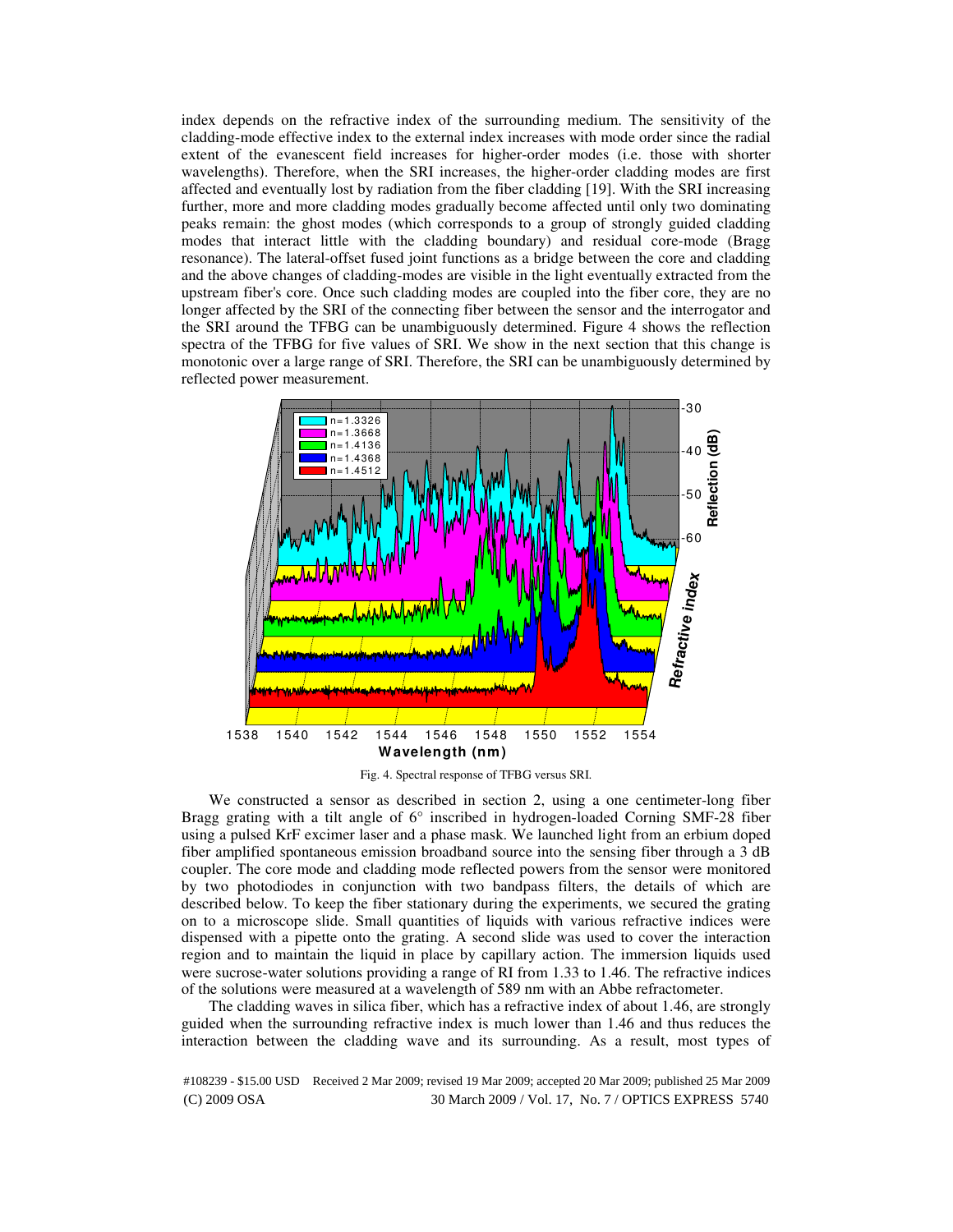index depends on the refractive index of the surrounding medium. The sensitivity of the cladding-mode effective index to the external index increases with mode order since the radial extent of the evanescent field increases for higher-order modes (i.e. those with shorter wavelengths). Therefore, when the SRI increases, the higher-order cladding modes are first affected and eventually lost by radiation from the fiber cladding [19]. With the SRI increasing further, more and more cladding modes gradually become affected until only two dominating peaks remain: the ghost modes (which corresponds to a group of strongly guided cladding modes that interact little with the cladding boundary) and residual core-mode (Bragg resonance). The lateral-offset fused joint functions as a bridge between the core and cladding and the above changes of cladding-modes are visible in the light eventually extracted from the upstream fiber's core. Once such cladding modes are coupled into the fiber core, they are no longer affected by the SRI of the connecting fiber between the sensor and the interrogator and the SRI around the TFBG can be unambiguously determined. Figure 4 shows the reflection spectra of the TFBG for five values of SRI. We show in the next section that this change is monotonic over a large range of SRI. Therefore, the SRI can be unambiguously determined by reflected power measurement.

Fig. 4. Spectral response of TFBG versus SRI.

We constructed a sensor as described in section 2, using a one centimeter-long fiber Bragg grating with a tilt angle of 6° inscribed in hydrogen-loaded Corning SMF-28 fiber using a pulsed KrF excimer laser and a phase mask. We launched light from an erbium doped fiber amplified spontaneous emission broadband source into the sensing fiber through a 3 dB coupler. The core mode and cladding mode reflected powers from the sensor were monitored by two photodiodes in conjunction with two bandpass filters, the details of which are described below. To keep the fiber stationary during the experiments, we secured the grating on to a microscope slide. Small quantities of liquids with various refractive indices were dispensed with a pipette onto the grating. A second slide was used to cover the interaction region and to maintain the liquid in place by capillary action. The immersion liquids used were sucrose-water solutions providing a range of RI from 1.33 to 1.46. The refractive indices of the solutions were measured at a wavelength of 589 nm with an Abbe refractometer.

The cladding waves in silica fiber, which has a refractive index of about 1.46, are strongly guided when the surrounding refractive index is much lower than 1.46 and thus reduces the interaction between the cladding wave and its surrounding. As a result, most types of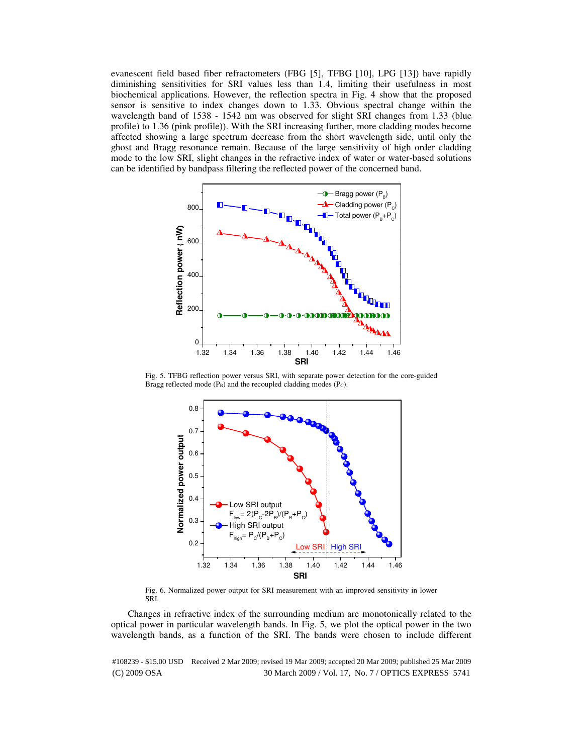evanescent field based fiber refractometers (FBG [5], TFBG [10], LPG [13]) have rapidly diminishing sensitivities for SRI values less than 1.4, limiting their usefulness in most biochemical applications. However, the reflection spectra in Fig. 4 show that the proposed sensor is sensitive to index changes down to 1.33. Obvious spectral change within the wavelength band of 1538 - 1542 nm was observed for slight SRI changes from 1.33 (blue profile) to 1.36 (pink profile)). With the SRI increasing further, more cladding modes become affected showing a large spectrum decrease from the short wavelength side, until only the ghost and Bragg resonance remain. Because of the large sensitivity of high order cladding mode to the low SRI, slight changes in the refractive index of water or water-based solutions can be identified by bandpass filtering the reflected power of the concerned band.

Fig. 5. TFBG reflection power versus SRI, with separate power detection for the core-guided Bragg reflected mode ($P_B$) and the recoupled cladding modes ($P_C$).

Fig. 6. Normalized power output for SRI measurement with an improved sensitivity in lower SRI.

Changes in refractive index of the surrounding medium are monotonically related to the optical power in particular wavelength bands. In Fig. 5, we plot the optical power in the two wavelength bands, as a function of the SRI. The bands were chosen to include different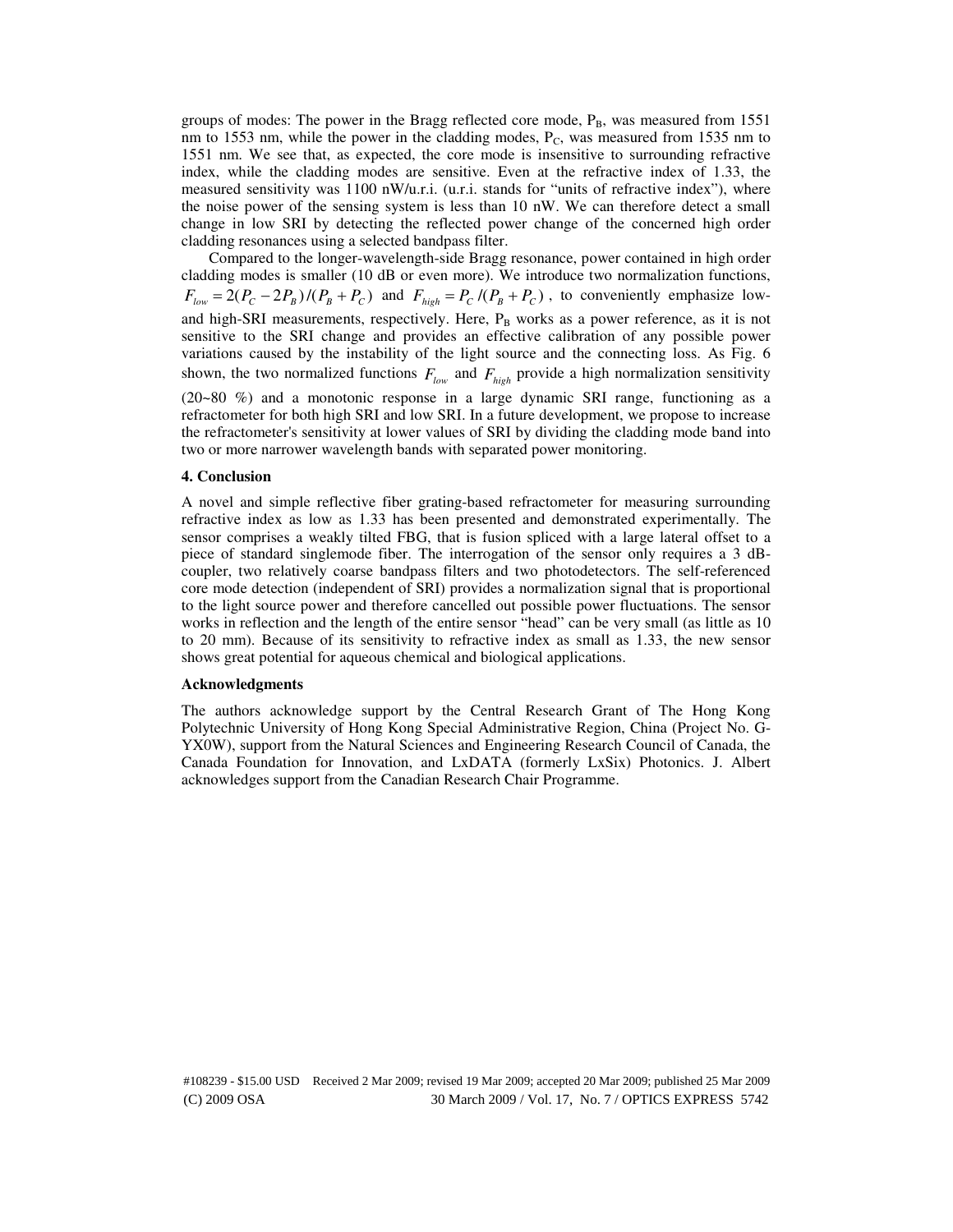groups of modes: The power in the Bragg reflected core mode, $P_B$, was measured from 1551 nm to 1553 nm, while the power in the cladding modes, $P_C$, was measured from 1535 nm to 1551 nm. We see that, as expected, the core mode is insensitive to surrounding refractive index, while the cladding modes are sensitive. Even at the refractive index of 1.33, the measured sensitivity was 1100 nW/u.r.i. (u.r.i. stands for "units of refractive index"), where the noise power of the sensing system is less than 10 nW. We can therefore detect a small change in low SRI by detecting the reflected power change of the concerned high order cladding resonances using a selected bandpass filter.

Compared to the longer-wavelength-side Bragg resonance, power contained in high order cladding modes is smaller (10 dB or even more). We introduce two normalization functions, $F_{low} = 2(P_C - 2P_B)/(P_B + P_C)$ and $F_{high} = P_C/(P_B + P_C)$, to conveniently emphasize low- and high-SRI measurements, respectively. Here, $P_B$ works as a power reference, as it is not sensitive to the SRI change and provides an effective calibration of any possible power variations caused by the instability of the light source and the connecting loss. As Fig. 6 shown, the two normalized functions $F_{low}$ and $F_{high}$ provide a high normalization sensitivity (20~80 %) and a monotonic response in a large dynamic SRI range, functioning as a refractometer for both high SRI and low SRI. In a future development, we propose to increase the refractometer's sensitivity at lower values of SRI by dividing the cladding mode band into two or more narrower wavelength bands with separated power monitoring.

### 4. Conclusion

A novel and simple reflective fiber grating-based refractometer for measuring surrounding refractive index as low as 1.33 has been presented and demonstrated experimentally. The sensor comprises a weakly tilted FBG, that is fusion spliced with a large lateral offset to a piece of standard singlemode fiber. The interrogation of the sensor only requires a 3 dB-coupler, two relatively coarse bandpass filters and two photodetectors. The self-referenced core mode detection (independent of SRI) provides a normalization signal that is proportional to the light source power and therefore cancelled out possible power fluctuations. The sensor works in reflection and the length of the entire sensor "head" can be very small (as little as 10 to 20 mm). Because of its sensitivity to refractive index as small as 1.33, the new sensor shows great potential for aqueous chemical and biological applications.

### Acknowledgments

The authors acknowledge support by the Central Research Grant of The Hong Kong Polytechnic University of Hong Kong Special Administrative Region, China (Project No. G-YX0W), support from the Natural Sciences and Engineering Research Council of Canada, the Canada Foundation for Innovation, and LxDATA (formerly LxSix) Photonics. J. Albert acknowledges support from the Canadian Research Chair Programme.

#108239 - $15.00 USD Received 2 Mar 2009; revised 19 Mar 2009; accepted 20 Mar 2009; published 25 Mar 2009
(C) 2009 OSA